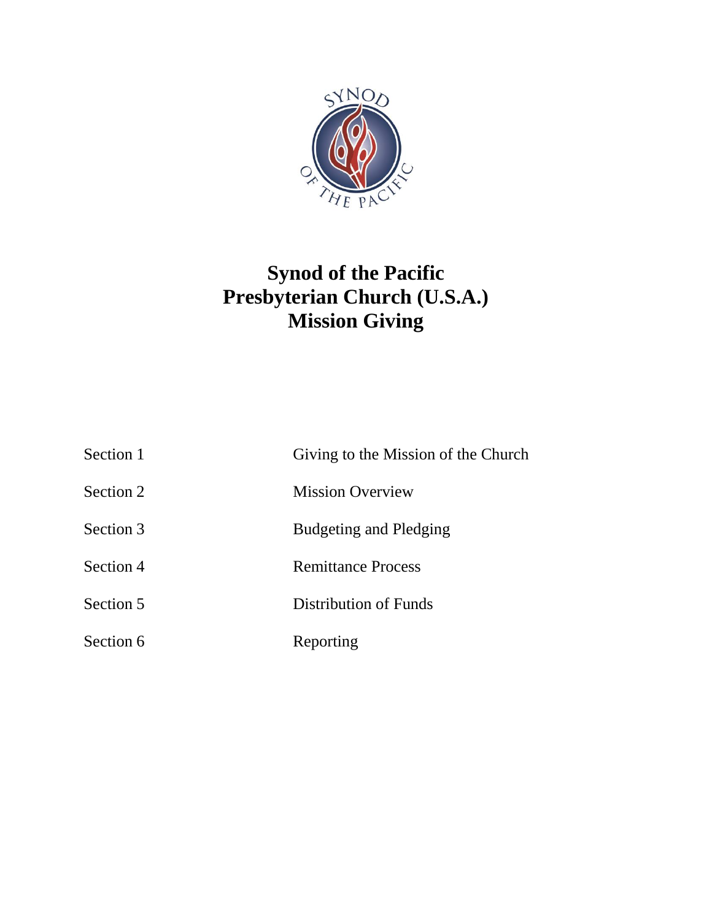# Synod of the Pacific
# Presbyterian Church (U.S.A.)
# Mission Giving

| | |
|---|---|
| Section 1 | Giving to the Mission of the Church |
| Section 2 | Mission Overview |
| Section 3 | Budgeting and Pledging |
| Section 4 | Remittance Process |
| Section 5 | Distribution of Funds |
| Section 6 | Reporting |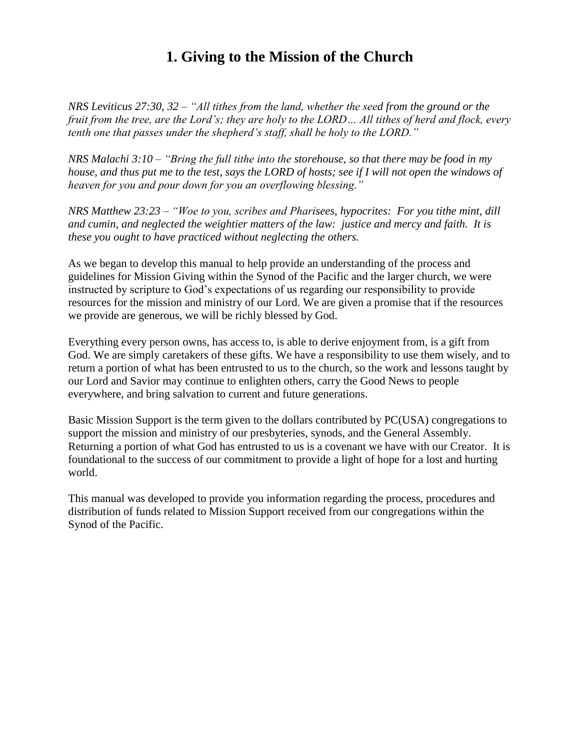# 1. Giving to the Mission of the Church

*NRS Leviticus 27:30, 32 – "All tithes from the land, whether the seed from the ground or the fruit from the tree, are the Lord's; they are holy to the LORD… All tithes of herd and flock, every tenth one that passes under the shepherd's staff, shall be holy to the LORD."*

*NRS Malachi 3:10 – "Bring the full tithe into the storehouse, so that there may be food in my house, and thus put me to the test, says the LORD of hosts; see if I will not open the windows of heaven for you and pour down for you an overflowing blessing."*

*NRS Matthew 23:23 – "Woe to you, scribes and Pharisees, hypocrites: For you tithe mint, dill and cumin, and neglected the weightier matters of the law: justice and mercy and faith. It is these you ought to have practiced without neglecting the others.*

As we began to develop this manual to help provide an understanding of the process and guidelines for Mission Giving within the Synod of the Pacific and the larger church, we were instructed by scripture to God's expectations of us regarding our responsibility to provide resources for the mission and ministry of our Lord. We are given a promise that if the resources we provide are generous, we will be richly blessed by God.

Everything every person owns, has access to, is able to derive enjoyment from, is a gift from God. We are simply caretakers of these gifts. We have a responsibility to use them wisely, and to return a portion of what has been entrusted to us to the church, so the work and lessons taught by our Lord and Savior may continue to enlighten others, carry the Good News to people everywhere, and bring salvation to current and future generations.

Basic Mission Support is the term given to the dollars contributed by PC(USA) congregations to support the mission and ministry of our presbyteries, synods, and the General Assembly. Returning a portion of what God has entrusted to us is a covenant we have with our Creator. It is foundational to the success of our commitment to provide a light of hope for a lost and hurting world.

This manual was developed to provide you information regarding the process, procedures and distribution of funds related to Mission Support received from our congregations within the Synod of the Pacific.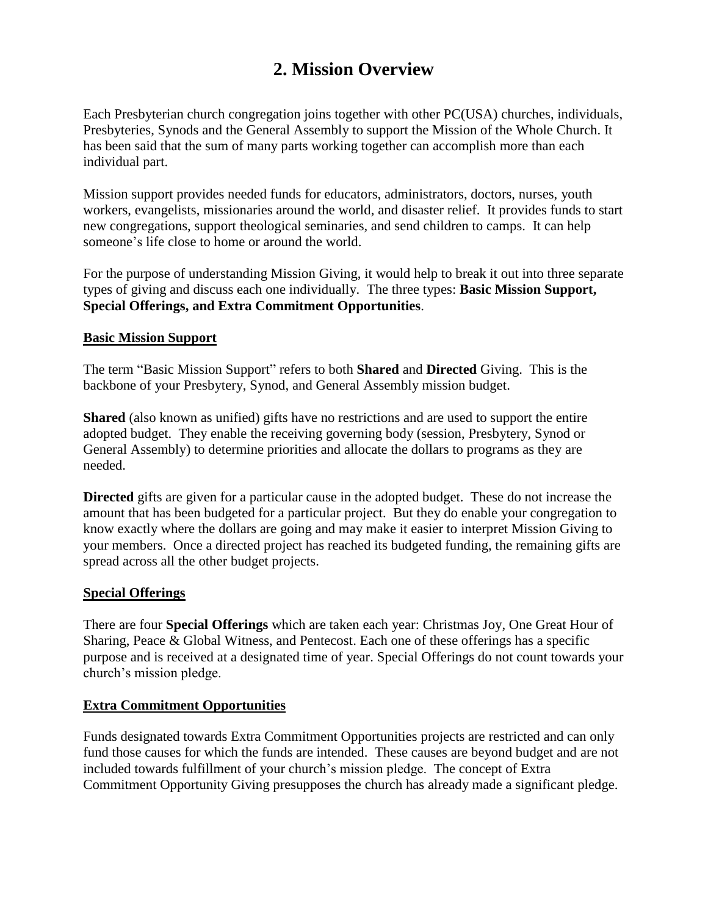# 2. Mission Overview

Each Presbyterian church congregation joins together with other PC(USA) churches, individuals, Presbyteries, Synods and the General Assembly to support the Mission of the Whole Church. It has been said that the sum of many parts working together can accomplish more than each individual part.

Mission support provides needed funds for educators, administrators, doctors, nurses, youth workers, evangelists, missionaries around the world, and disaster relief. It provides funds to start new congregations, support theological seminaries, and send children to camps. It can help someone's life close to home or around the world.

For the purpose of understanding Mission Giving, it would help to break it out into three separate types of giving and discuss each one individually. The three types: **Basic Mission Support, Special Offerings, and Extra Commitment Opportunities**.

## Basic Mission Support

The term "Basic Mission Support" refers to both **Shared** and **Directed** Giving. This is the backbone of your Presbytery, Synod, and General Assembly mission budget.

**Shared** (also known as unified) gifts have no restrictions and are used to support the entire adopted budget. They enable the receiving governing body (session, Presbytery, Synod or General Assembly) to determine priorities and allocate the dollars to programs as they are needed.

**Directed** gifts are given for a particular cause in the adopted budget. These do not increase the amount that has been budgeted for a particular project. But they do enable your congregation to know exactly where the dollars are going and may make it easier to interpret Mission Giving to your members. Once a directed project has reached its budgeted funding, the remaining gifts are spread across all the other budget projects.

## Special Offerings

There are four **Special Offerings** which are taken each year: Christmas Joy, One Great Hour of Sharing, Peace & Global Witness, and Pentecost. Each one of these offerings has a specific purpose and is received at a designated time of year. Special Offerings do not count towards your church's mission pledge.

## Extra Commitment Opportunities

Funds designated towards Extra Commitment Opportunities projects are restricted and can only fund those causes for which the funds are intended. These causes are beyond budget and are not included towards fulfillment of your church's mission pledge. The concept of Extra Commitment Opportunity Giving presupposes the church has already made a significant pledge.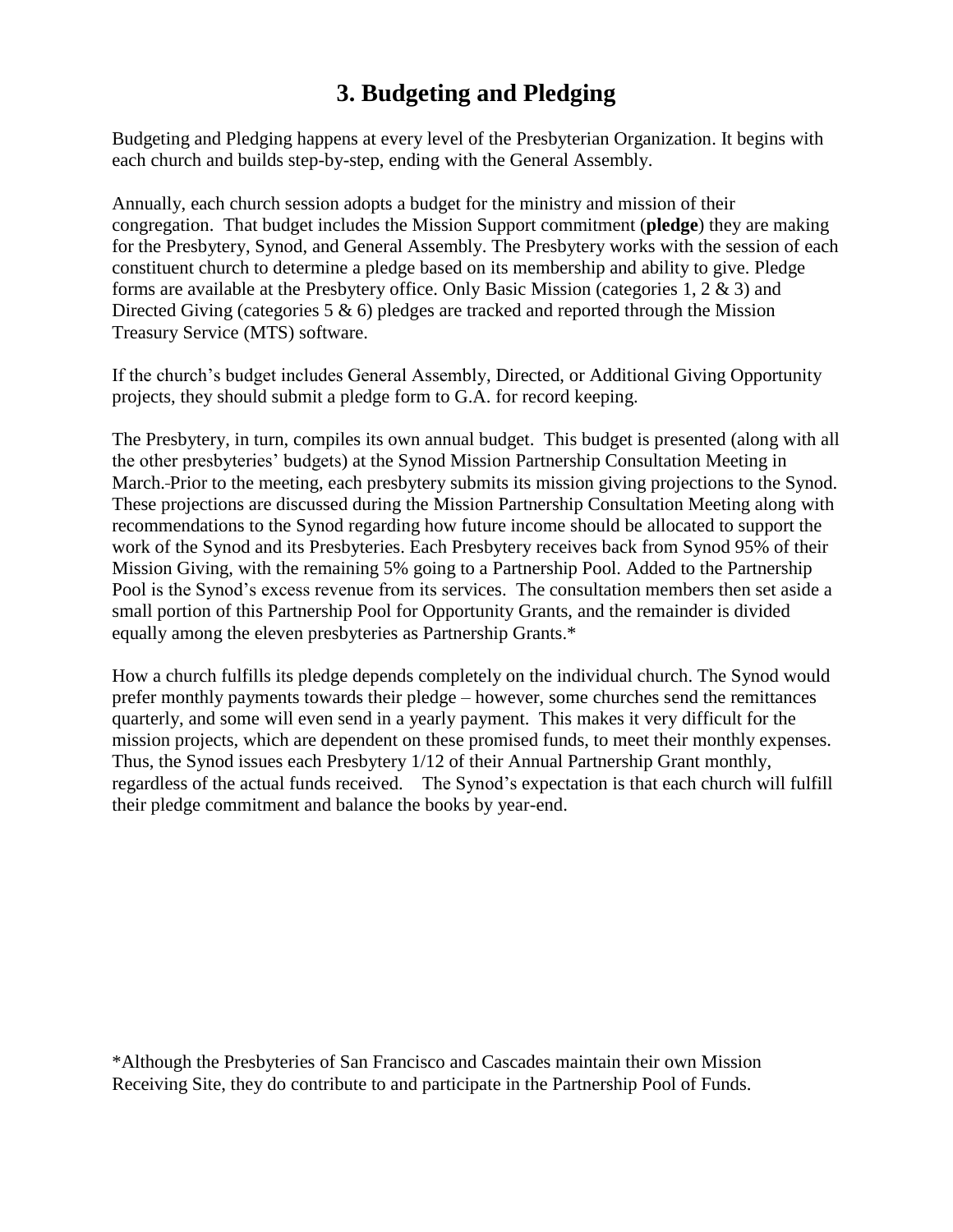# 3. Budgeting and Pledging

Budgeting and Pledging happens at every level of the Presbyterian Organization. It begins with each church and builds step-by-step, ending with the General Assembly.

Annually, each church session adopts a budget for the ministry and mission of their congregation. That budget includes the Mission Support commitment (**pledge**) they are making for the Presbytery, Synod, and General Assembly. The Presbytery works with the session of each constituent church to determine a pledge based on its membership and ability to give. Pledge forms are available at the Presbytery office. Only Basic Mission (categories 1, 2 & 3) and Directed Giving (categories 5 & 6) pledges are tracked and reported through the Mission Treasury Service (MTS) software.

If the church's budget includes General Assembly, Directed, or Additional Giving Opportunity projects, they should submit a pledge form to G.A. for record keeping.

The Presbytery, in turn, compiles its own annual budget. This budget is presented (along with all the other presbyteries' budgets) at the Synod Mission Partnership Consultation Meeting in March. Prior to the meeting, each presbytery submits its mission giving projections to the Synod. These projections are discussed during the Mission Partnership Consultation Meeting along with recommendations to the Synod regarding how future income should be allocated to support the work of the Synod and its Presbyteries. Each Presbytery receives back from Synod 95% of their Mission Giving, with the remaining 5% going to a Partnership Pool. Added to the Partnership Pool is the Synod's excess revenue from its services. The consultation members then set aside a small portion of this Partnership Pool for Opportunity Grants, and the remainder is divided equally among the eleven presbyteries as Partnership Grants.*

How a church fulfills its pledge depends completely on the individual church. The Synod would prefer monthly payments towards their pledge – however, some churches send the remittances quarterly, and some will even send in a yearly payment. This makes it very difficult for the mission projects, which are dependent on these promised funds, to meet their monthly expenses. Thus, the Synod issues each Presbytery 1/12 of their Annual Partnership Grant monthly, regardless of the actual funds received. The Synod's expectation is that each church will fulfill their pledge commitment and balance the books by year-end.

*Although the Presbyteries of San Francisco and Cascades maintain their own Mission Receiving Site, they do contribute to and participate in the Partnership Pool of Funds.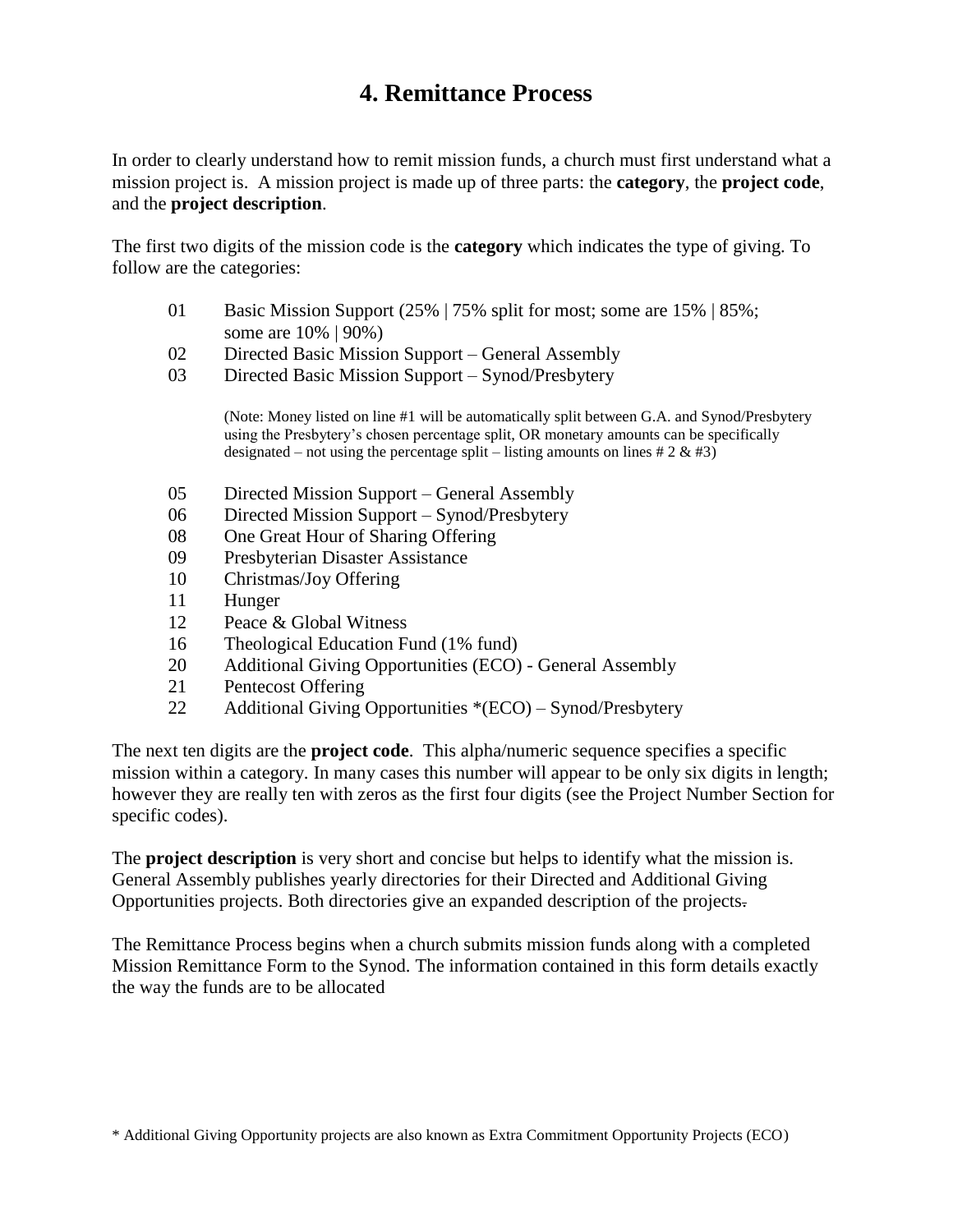# 4. Remittance Process

In order to clearly understand how to remit mission funds, a church must first understand what a mission project is. A mission project is made up of three parts: the **category**, the **project code**, and the **project description**.

The first two digits of the mission code is the **category** which indicates the type of giving. To follow are the categories:

- 01 Basic Mission Support (25% | 75% split for most; some are 15% | 85%; some are 10% | 90%)
- 02 Directed Basic Mission Support – General Assembly
- 03 Directed Basic Mission Support – Synod/Presbytery

  (Note: Money listed on line #1 will be automatically split between G.A. and Synod/Presbytery using the Presbytery's chosen percentage split, OR monetary amounts can be specifically designated – not using the percentage split – listing amounts on lines # 2 & #3)

- 05 Directed Mission Support – General Assembly
- 06 Directed Mission Support – Synod/Presbytery
- 08 One Great Hour of Sharing Offering
- 09 Presbyterian Disaster Assistance
- 10 Christmas/Joy Offering
- 11 Hunger
- 12 Peace & Global Witness
- 16 Theological Education Fund (1% fund)
- 20 Additional Giving Opportunities (ECO) - General Assembly
- 21 Pentecost Offering
- 22 Additional Giving Opportunities *(ECO) – Synod/Presbytery

The next ten digits are the **project code**. This alpha/numeric sequence specifies a specific mission within a category. In many cases this number will appear to be only six digits in length; however they are really ten with zeros as the first four digits (see the Project Number Section for specific codes).

The **project description** is very short and concise but helps to identify what the mission is. General Assembly publishes yearly directories for their Directed and Additional Giving Opportunities projects. Both directories give an expanded description of the projects.

The Remittance Process begins when a church submits mission funds along with a completed Mission Remittance Form to the Synod. The information contained in this form details exactly the way the funds are to be allocated

\* Additional Giving Opportunity projects are also known as Extra Commitment Opportunity Projects (ECO)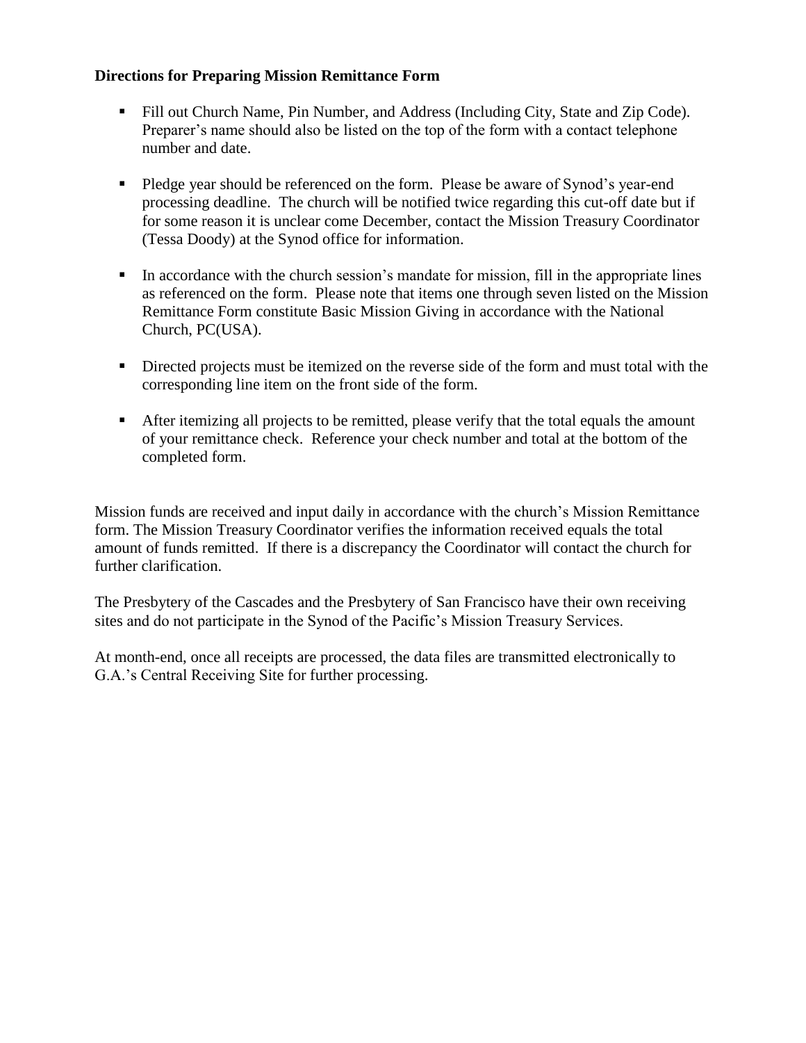**Directions for Preparing Mission Remittance Form**

- Fill out Church Name, Pin Number, and Address (Including City, State and Zip Code). Preparer's name should also be listed on the top of the form with a contact telephone number and date.

- Pledge year should be referenced on the form. Please be aware of Synod's year-end processing deadline. The church will be notified twice regarding this cut-off date but if for some reason it is unclear come December, contact the Mission Treasury Coordinator (Tessa Doody) at the Synod office for information.

- In accordance with the church session's mandate for mission, fill in the appropriate lines as referenced on the form. Please note that items one through seven listed on the Mission Remittance Form constitute Basic Mission Giving in accordance with the National Church, PC(USA).

- Directed projects must be itemized on the reverse side of the form and must total with the corresponding line item on the front side of the form.

- After itemizing all projects to be remitted, please verify that the total equals the amount of your remittance check. Reference your check number and total at the bottom of the completed form.

Mission funds are received and input daily in accordance with the church's Mission Remittance form. The Mission Treasury Coordinator verifies the information received equals the total amount of funds remitted. If there is a discrepancy the Coordinator will contact the church for further clarification.

The Presbytery of the Cascades and the Presbytery of San Francisco have their own receiving sites and do not participate in the Synod of the Pacific's Mission Treasury Services.

At month-end, once all receipts are processed, the data files are transmitted electronically to G.A.'s Central Receiving Site for further processing.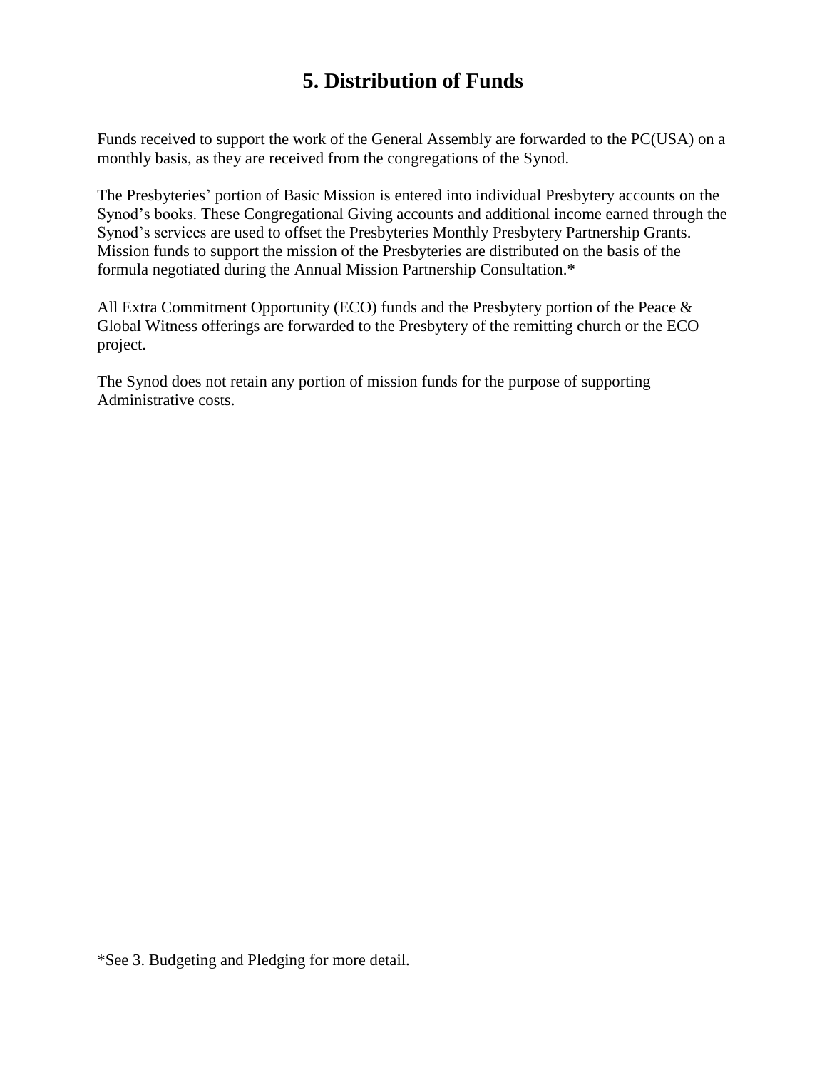# 5. Distribution of Funds

Funds received to support the work of the General Assembly are forwarded to the PC(USA) on a monthly basis, as they are received from the congregations of the Synod.

The Presbyteries' portion of Basic Mission is entered into individual Presbytery accounts on the Synod's books. These Congregational Giving accounts and additional income earned through the Synod's services are used to offset the Presbyteries Monthly Presbytery Partnership Grants. Mission funds to support the mission of the Presbyteries are distributed on the basis of the formula negotiated during the Annual Mission Partnership Consultation.*

All Extra Commitment Opportunity (ECO) funds and the Presbytery portion of the Peace & Global Witness offerings are forwarded to the Presbytery of the remitting church or the ECO project.

The Synod does not retain any portion of mission funds for the purpose of supporting Administrative costs.

*See 3. Budgeting and Pledging for more detail.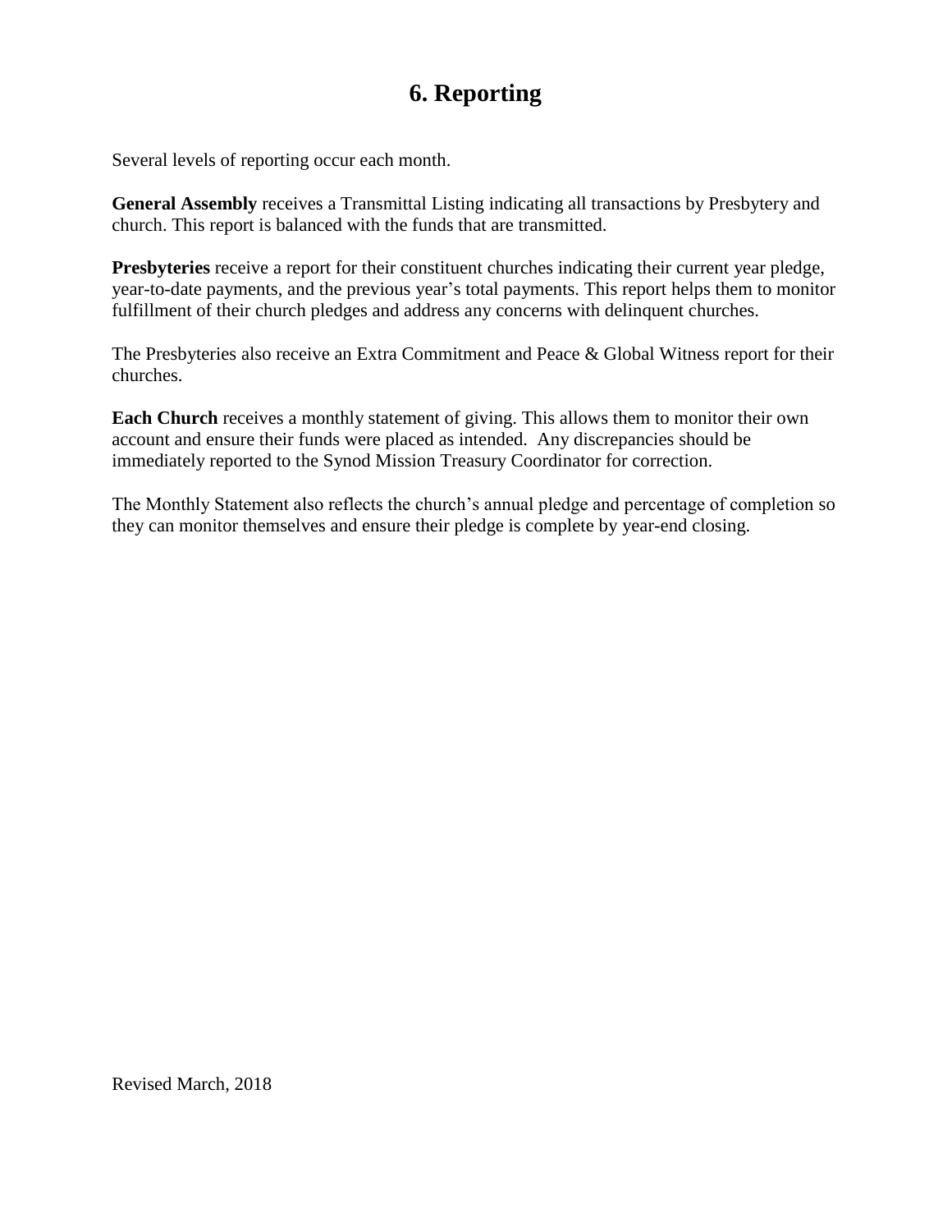# 6. Reporting

Several levels of reporting occur each month.

**General Assembly** receives a Transmittal Listing indicating all transactions by Presbytery and church. This report is balanced with the funds that are transmitted.

**Presbyteries** receive a report for their constituent churches indicating their current year pledge, year-to-date payments, and the previous year's total payments. This report helps them to monitor fulfillment of their church pledges and address any concerns with delinquent churches.

The Presbyteries also receive an Extra Commitment and Peace & Global Witness report for their churches.

**Each Church** receives a monthly statement of giving. This allows them to monitor their own account and ensure their funds were placed as intended. Any discrepancies should be immediately reported to the Synod Mission Treasury Coordinator for correction.

The Monthly Statement also reflects the church's annual pledge and percentage of completion so they can monitor themselves and ensure their pledge is complete by year-end closing.

Revised March, 2018